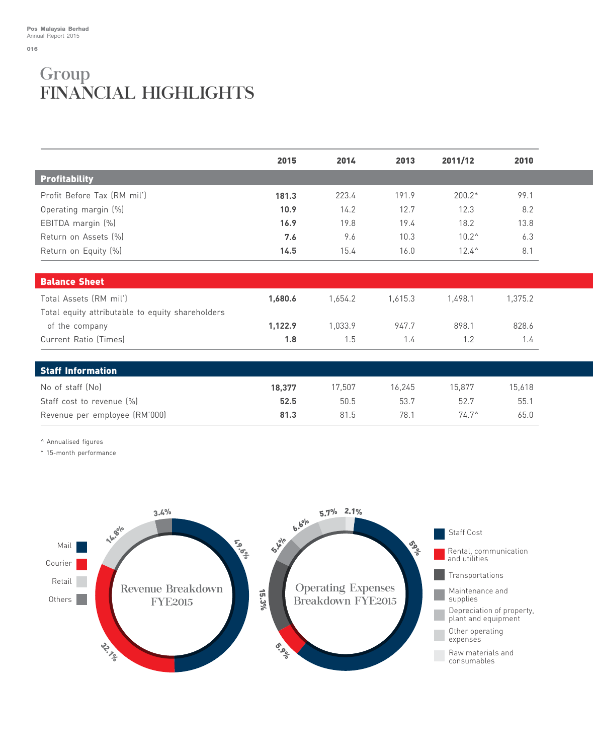# Group FINANCIAL HIGHLIGHTS

| | 2015 | 2014 | 2013 | 2011/12 | 2010 |
|---|---|---|---|---|---|
| **Profitability** | | | | | |
| Profit Before Tax (RM mil') | **181.3** | 223.4 | 191.9 | 200.2* | 99.1 |
| Operating margin (%) | **10.9** | 14.2 | 12.7 | 12.3 | 8.2 |
| EBITDA margin (%) | **16.9** | 19.8 | 19.4 | 18.2 | 13.8 |
| Return on Assets (%) | **7.6** | 9.6 | 10.3 | 10.2^ | 6.3 |
| Return on Equity (%) | **14.5** | 15.4 | 16.0 | 12.4^ | 8.1 |
| **Balance Sheet** | | | | | |
| Total Assets (RM mil') | **1,680.6** | 1,654.2 | 1,615.3 | 1,498.1 | 1,375.2 |
| Total equity attributable to equity shareholders of the company | **1,122.9** | 1,033.9 | 947.7 | 898.1 | 828.6 |
| Current Ratio (Times) | **1.8** | 1.5 | 1.4 | 1.2 | 1.4 |
| **Staff Information** | | | | | |
| No of staff (No) | **18,377** | 17,507 | 16,245 | 15,877 | 15,618 |
| Staff cost to revenue (%) | **52.5** | 50.5 | 53.7 | 52.7 | 55.1 |
| Revenue per employee (RM'000) | **81.3** | 81.5 | 78.1 | 74.7^ | 65.0 |

^ Annualised figures

* 15-month performance

**Revenue Breakdown FYE2015**

| Segment | % |
|---|---|
| Mail | 49.6% |
| Courier | 32.1% |
| Retail | 14.8% |
| Others | 3.4% |

**Operating Expenses Breakdown FYE2015**

| Expense | % |
|---|---|
| Staff Cost | 59% |
| Rental, communication and utilities | 5.9% |
| Transportations | 15.3% |
| Maintenance and supplies | 5.4% |
| Depreciation of property, plant and equipment | 6.6% |
| Other operating expenses | 5.7% |
| Raw materials and consumables | 2.1% |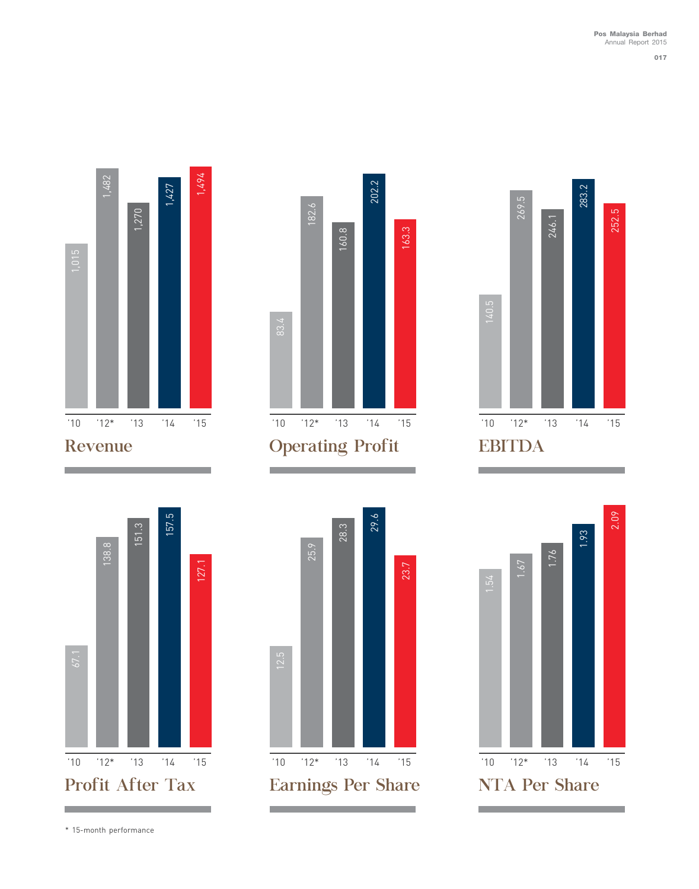1,015
1,482
1,270
1,427
1,494

'10 '12* '13 '14 '15

## Revenue

83.4
182.6
160.8
202.2
163.3

'10 '12* '13 '14 '15

## Operating Profit

140.5
269.5
246.1
283.2
252.5

'10 '12* '13 '14 '15

## EBITDA

67.1
138.8
151.3
157.5
127.1

'10 '12* '13 '14 '15

## Profit After Tax

12.5
25.9
28.3
29.6
23.7

'10 '12* '13 '14 '15

## Earnings Per Share

1.54
1.67
1.76
1.93
2.09

'10 '12* '13 '14 '15

## NTA Per Share

* 15-month performance